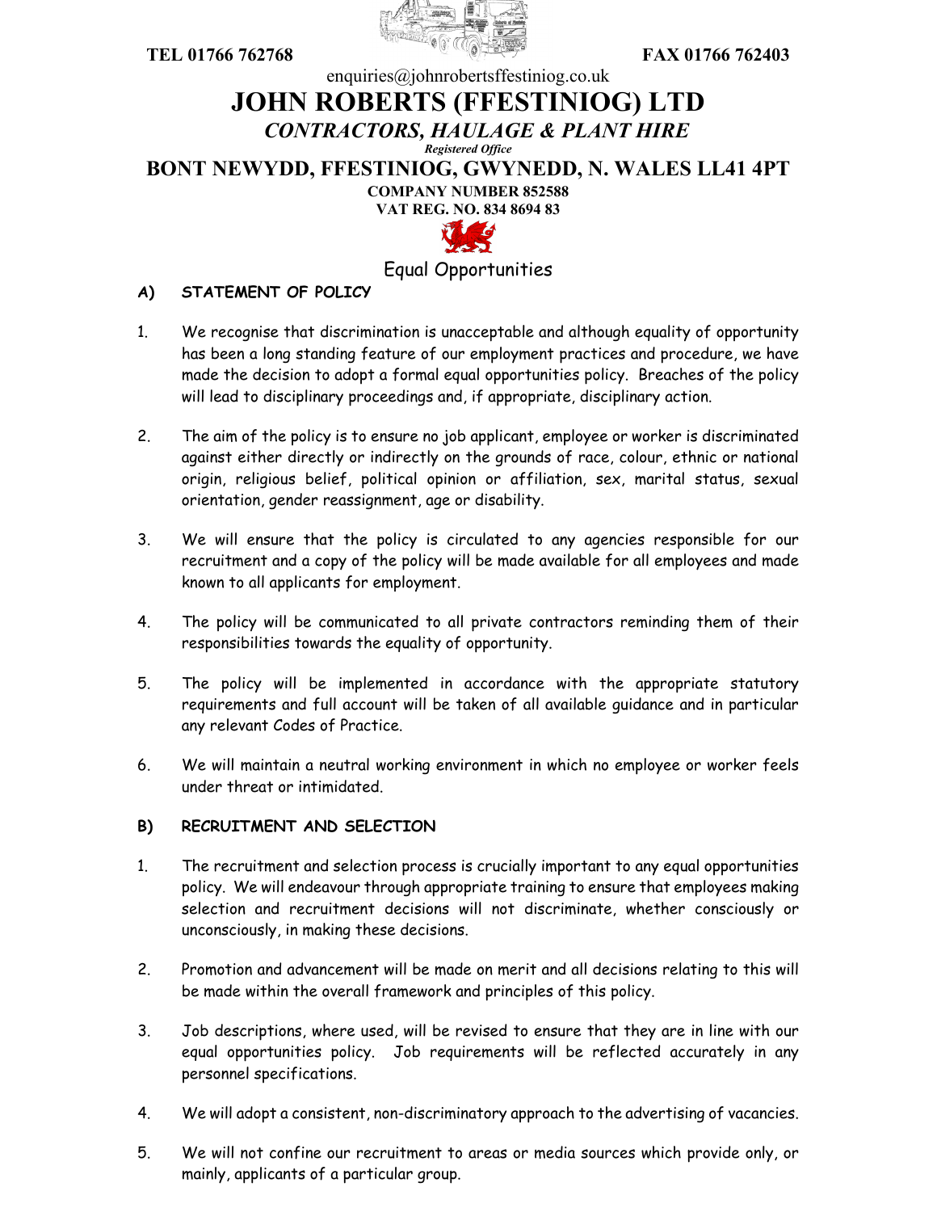TEL 01766 762768 FAX 01766 762403

enquiries@johnrobertsffestiniog.co.uk

# JOHN ROBERTS (FFESTINIOG) LTD

***CONTRACTORS, HAULAGE & PLANT HIRE***

***Registered Office***

**BONT NEWYDD, FFESTINIOG, GWYNEDD, N. WALES LL41 4PT**

**COMPANY NUMBER 852588**

**VAT REG. NO. 834 8694 83**

## Equal Opportunities

### A) STATEMENT OF POLICY

1. We recognise that discrimination is unacceptable and although equality of opportunity has been a long standing feature of our employment practices and procedure, we have made the decision to adopt a formal equal opportunities policy. Breaches of the policy will lead to disciplinary proceedings and, if appropriate, disciplinary action.

2. The aim of the policy is to ensure no job applicant, employee or worker is discriminated against either directly or indirectly on the grounds of race, colour, ethnic or national origin, religious belief, political opinion or affiliation, sex, marital status, sexual orientation, gender reassignment, age or disability.

3. We will ensure that the policy is circulated to any agencies responsible for our recruitment and a copy of the policy will be made available for all employees and made known to all applicants for employment.

4. The policy will be communicated to all private contractors reminding them of their responsibilities towards the equality of opportunity.

5. The policy will be implemented in accordance with the appropriate statutory requirements and full account will be taken of all available guidance and in particular any relevant Codes of Practice.

6. We will maintain a neutral working environment in which no employee or worker feels under threat or intimidated.

### B) RECRUITMENT AND SELECTION

1. The recruitment and selection process is crucially important to any equal opportunities policy. We will endeavour through appropriate training to ensure that employees making selection and recruitment decisions will not discriminate, whether consciously or unconsciously, in making these decisions.

2. Promotion and advancement will be made on merit and all decisions relating to this will be made within the overall framework and principles of this policy.

3. Job descriptions, where used, will be revised to ensure that they are in line with our equal opportunities policy. Job requirements will be reflected accurately in any personnel specifications.

4. We will adopt a consistent, non-discriminatory approach to the advertising of vacancies.

5. We will not confine our recruitment to areas or media sources which provide only, or mainly, applicants of a particular group.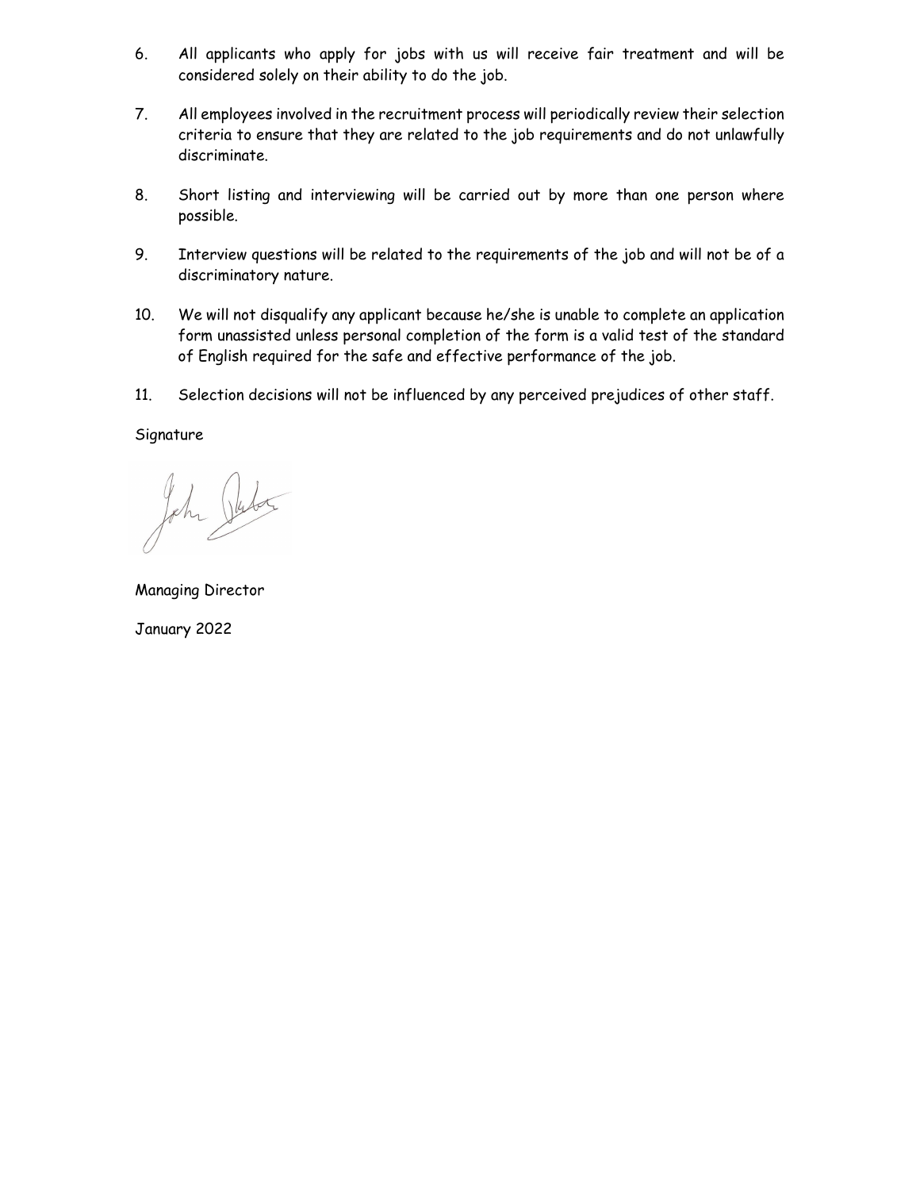6. All applicants who apply for jobs with us will receive fair treatment and will be considered solely on their ability to do the job.

7. All employees involved in the recruitment process will periodically review their selection criteria to ensure that they are related to the job requirements and do not unlawfully discriminate.

8. Short listing and interviewing will be carried out by more than one person where possible.

9. Interview questions will be related to the requirements of the job and will not be of a discriminatory nature.

10. We will not disqualify any applicant because he/she is unable to complete an application form unassisted unless personal completion of the form is a valid test of the standard of English required for the safe and effective performance of the job.

11. Selection decisions will not be influenced by any perceived prejudices of other staff.

Signature

Managing Director

January 2022